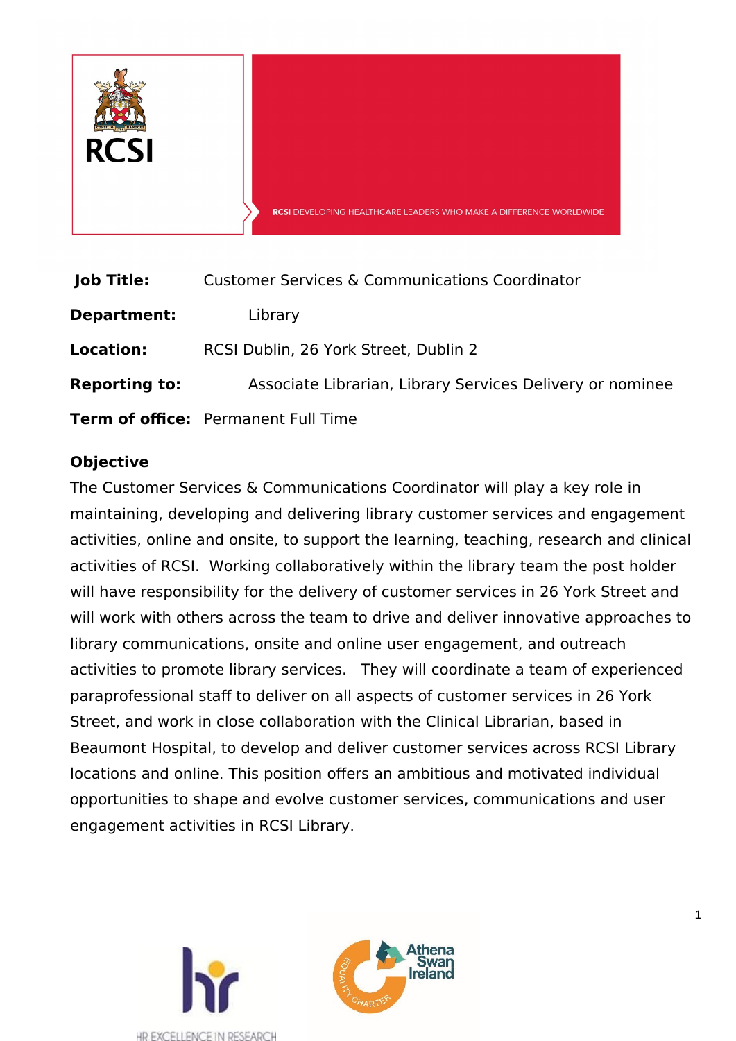RCSI

RCSI DEVELOPING HEALTHCARE LEADERS WHO MAKE A DIFFERENCE WORLDWIDE

**Job Title:** Customer Services & Communications Coordinator

**Department:** Library

**Location:** RCSI Dublin, 26 York Street, Dublin 2

**Reporting to:** Associate Librarian, Library Services Delivery or nominee

**Term of office:** Permanent Full Time

**Objective**

The Customer Services & Communications Coordinator will play a key role in maintaining, developing and delivering library customer services and engagement activities, online and onsite, to support the learning, teaching, research and clinical activities of RCSI. Working collaboratively within the library team the post holder will have responsibility for the delivery of customer services in 26 York Street and will work with others across the team to drive and deliver innovative approaches to library communications, onsite and online user engagement, and outreach activities to promote library services. They will coordinate a team of experienced paraprofessional staff to deliver on all aspects of customer services in 26 York Street, and work in close collaboration with the Clinical Librarian, based in Beaumont Hospital, to develop and deliver customer services across RCSI Library locations and online. This position offers an ambitious and motivated individual opportunities to shape and evolve customer services, communications and user engagement activities in RCSI Library.

HR EXCELLENCE IN RESEARCH

Athena Swan Ireland EQUALITY CHARTER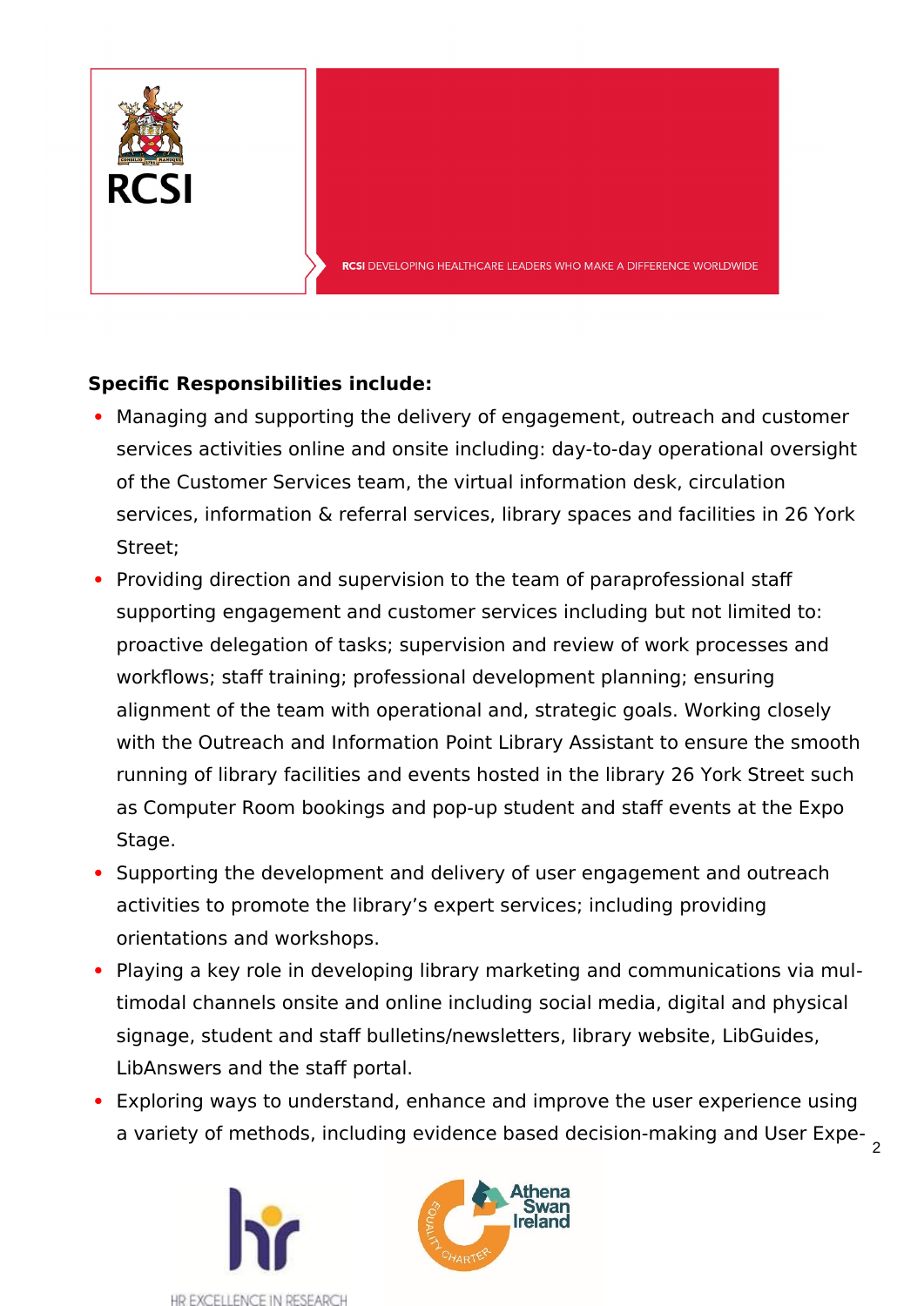**Specific Responsibilities include:**

- Managing and supporting the delivery of engagement, outreach and customer services activities online and onsite including: day-to-day operational oversight of the Customer Services team, the virtual information desk, circulation services, information & referral services, library spaces and facilities in 26 York Street;
- Providing direction and supervision to the team of paraprofessional staff supporting engagement and customer services including but not limited to: proactive delegation of tasks; supervision and review of work processes and workflows; staff training; professional development planning; ensuring alignment of the team with operational and, strategic goals. Working closely with the Outreach and Information Point Library Assistant to ensure the smooth running of library facilities and events hosted in the library 26 York Street such as Computer Room bookings and pop-up student and staff events at the Expo Stage.
- Supporting the development and delivery of user engagement and outreach activities to promote the library's expert services; including providing orientations and workshops.
- Playing a key role in developing library marketing and communications via multimodal channels onsite and online including social media, digital and physical signage, student and staff bulletins/newsletters, library website, LibGuides, LibAnswers and the staff portal.
- Exploring ways to understand, enhance and improve the user experience using a variety of methods, including evidence based decision-making and User Expe-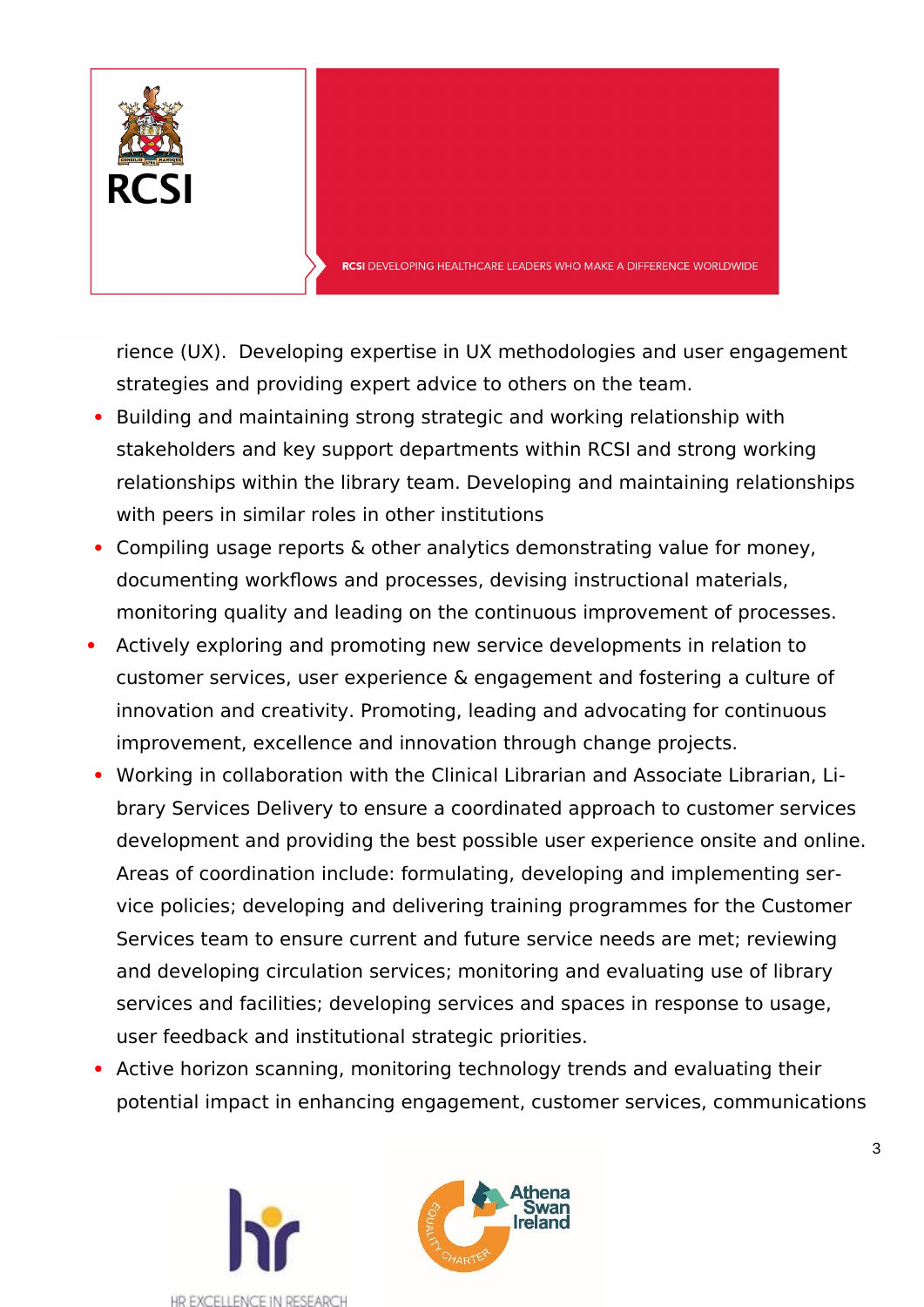rience (UX). Developing expertise in UX methodologies and user engagement strategies and providing expert advice to others on the team.

- Building and maintaining strong strategic and working relationship with stakeholders and key support departments within RCSI and strong working relationships within the library team. Developing and maintaining relationships with peers in similar roles in other institutions
- Compiling usage reports & other analytics demonstrating value for money, documenting workflows and processes, devising instructional materials, monitoring quality and leading on the continuous improvement of processes.
- Actively exploring and promoting new service developments in relation to customer services, user experience & engagement and fostering a culture of innovation and creativity. Promoting, leading and advocating for continuous improvement, excellence and innovation through change projects.
- Working in collaboration with the Clinical Librarian and Associate Librarian, Library Services Delivery to ensure a coordinated approach to customer services development and providing the best possible user experience onsite and online. Areas of coordination include: formulating, developing and implementing service policies; developing and delivering training programmes for the Customer Services team to ensure current and future service needs are met; reviewing and developing circulation services; monitoring and evaluating use of library services and facilities; developing services and spaces in response to usage, user feedback and institutional strategic priorities.
- Active horizon scanning, monitoring technology trends and evaluating their potential impact in enhancing engagement, customer services, communications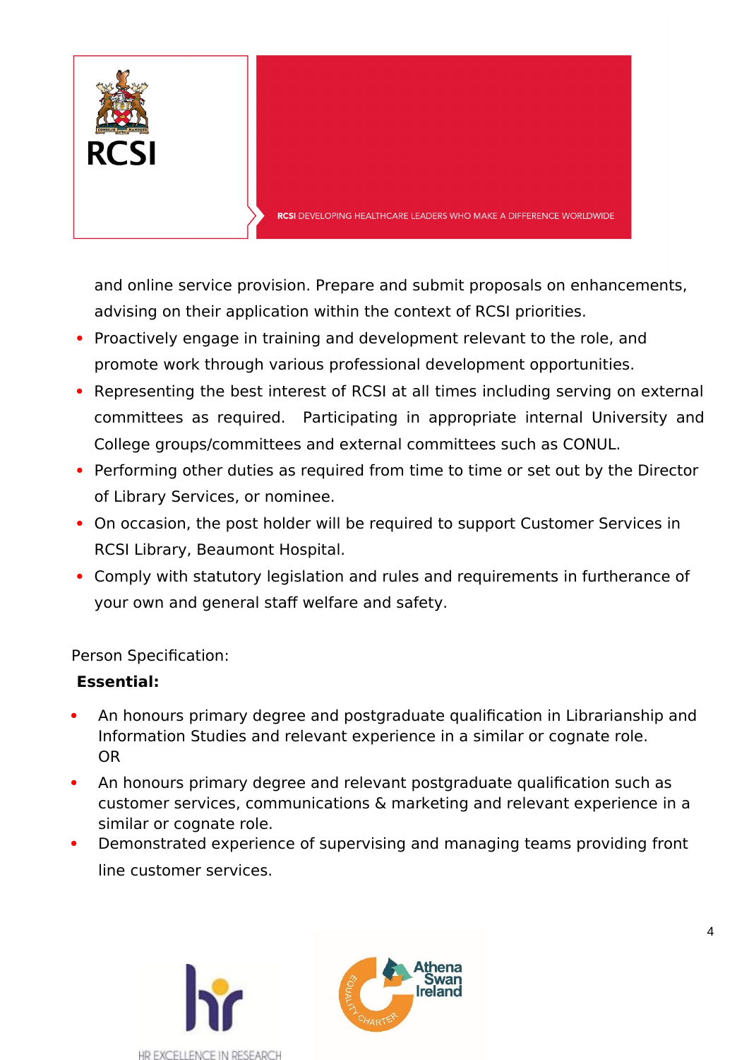and online service provision. Prepare and submit proposals on enhancements, advising on their application within the context of RCSI priorities.

- Proactively engage in training and development relevant to the role, and promote work through various professional development opportunities.
- Representing the best interest of RCSI at all times including serving on external committees as required. Participating in appropriate internal University and College groups/committees and external committees such as CONUL.
- Performing other duties as required from time to time or set out by the Director of Library Services, or nominee.
- On occasion, the post holder will be required to support Customer Services in RCSI Library, Beaumont Hospital.
- Comply with statutory legislation and rules and requirements in furtherance of your own and general staff welfare and safety.

Person Specification:

**Essential:**

- An honours primary degree and postgraduate qualification in Librarianship and Information Studies and relevant experience in a similar or cognate role.
  OR
- An honours primary degree and relevant postgraduate qualification such as customer services, communications & marketing and relevant experience in a similar or cognate role.
- Demonstrated experience of supervising and managing teams providing front line customer services.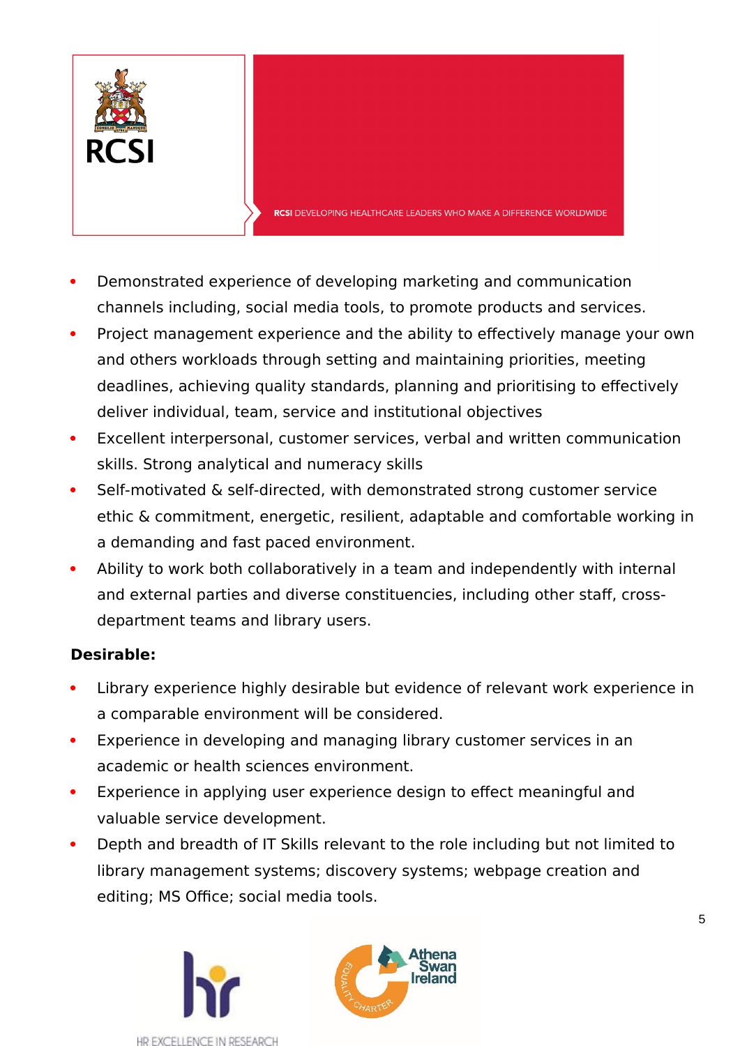- Demonstrated experience of developing marketing and communication channels including, social media tools, to promote products and services.
- Project management experience and the ability to effectively manage your own and others workloads through setting and maintaining priorities, meeting deadlines, achieving quality standards, planning and prioritising to effectively deliver individual, team, service and institutional objectives
- Excellent interpersonal, customer services, verbal and written communication skills. Strong analytical and numeracy skills
- Self-motivated & self-directed, with demonstrated strong customer service ethic & commitment, energetic, resilient, adaptable and comfortable working in a demanding and fast paced environment.
- Ability to work both collaboratively in a team and independently with internal and external parties and diverse constituencies, including other staff, cross-department teams and library users.

**Desirable:**

- Library experience highly desirable but evidence of relevant work experience in a comparable environment will be considered.
- Experience in developing and managing library customer services in an academic or health sciences environment.
- Experience in applying user experience design to effect meaningful and valuable service development.
- Depth and breadth of IT Skills relevant to the role including but not limited to library management systems; discovery systems; webpage creation and editing; MS Office; social media tools.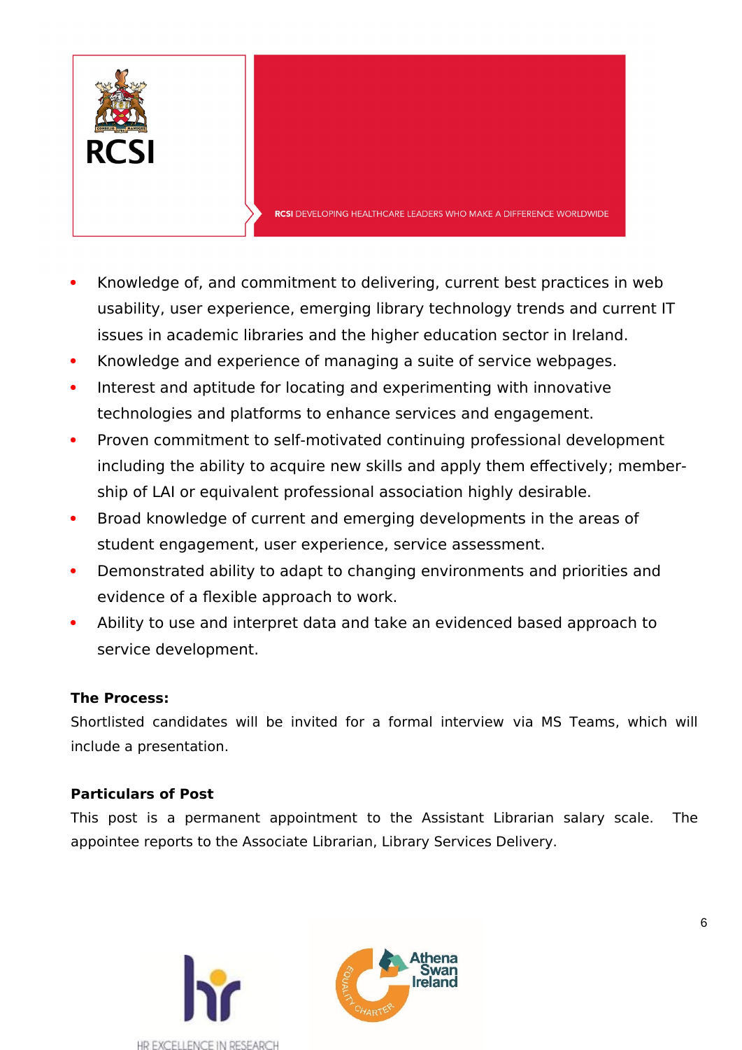- Knowledge of, and commitment to delivering, current best practices in web usability, user experience, emerging library technology trends and current IT issues in academic libraries and the higher education sector in Ireland.
- Knowledge and experience of managing a suite of service webpages.
- Interest and aptitude for locating and experimenting with innovative technologies and platforms to enhance services and engagement.
- Proven commitment to self-motivated continuing professional development including the ability to acquire new skills and apply them effectively; membership of LAI or equivalent professional association highly desirable.
- Broad knowledge of current and emerging developments in the areas of student engagement, user experience, service assessment.
- Demonstrated ability to adapt to changing environments and priorities and evidence of a flexible approach to work.
- Ability to use and interpret data and take an evidenced based approach to service development.

**The Process:**

Shortlisted candidates will be invited for a formal interview via MS Teams, which will include a presentation.

**Particulars of Post**

This post is a permanent appointment to the Assistant Librarian salary scale. The appointee reports to the Associate Librarian, Library Services Delivery.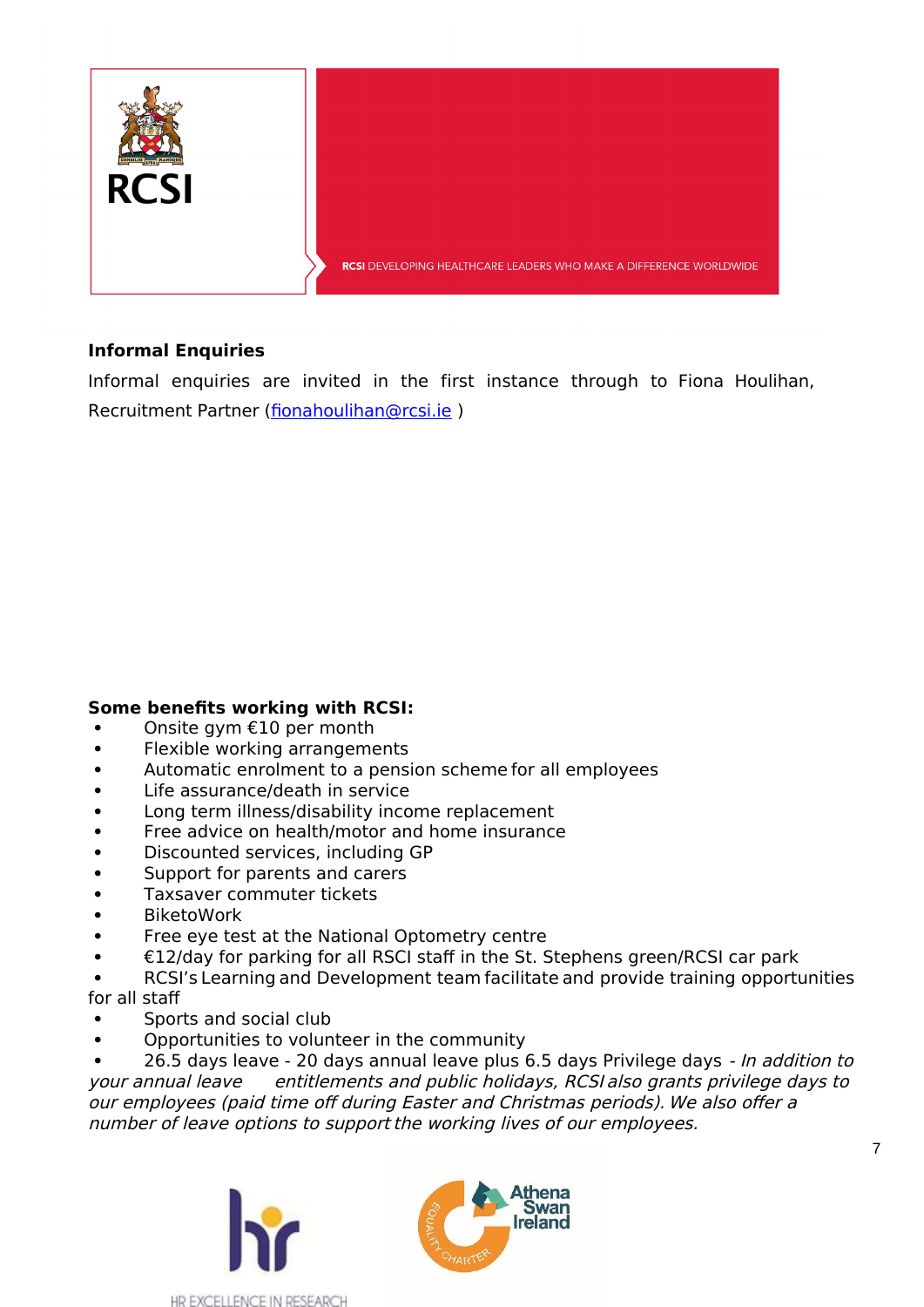RCSI

RCSI DEVELOPING HEALTHCARE LEADERS WHO MAKE A DIFFERENCE WORLDWIDE

**Informal Enquiries**

Informal enquiries are invited in the first instance through to Fiona Houlihan, Recruitment Partner (fionahoulihan@rcsi.ie )

**Some benefits working with RCSI:**

- Onsite gym €10 per month
- Flexible working arrangements
- Automatic enrolment to a pension scheme for all employees
- Life assurance/death in service
- Long term illness/disability income replacement
- Free advice on health/motor and home insurance
- Discounted services, including GP
- Support for parents and carers
- Taxsaver commuter tickets
- BiketoWork
- Free eye test at the National Optometry centre
- €12/day for parking for all RSCI staff in the St. Stephens green/RCSI car park
- RCSI's Learning and Development team facilitate and provide training opportunities for all staff
- Sports and social club
- Opportunities to volunteer in the community
- 26.5 days leave - 20 days annual leave plus 6.5 days Privilege days - *In addition to your annual leave entitlements and public holidays, RCSI also grants privilege days to our employees (paid time off during Easter and Christmas periods). We also offer a number of leave options to support the working lives of our employees.*

HR EXCELLENCE IN RESEARCH

Athena Swan Ireland EQUALITY CHARTER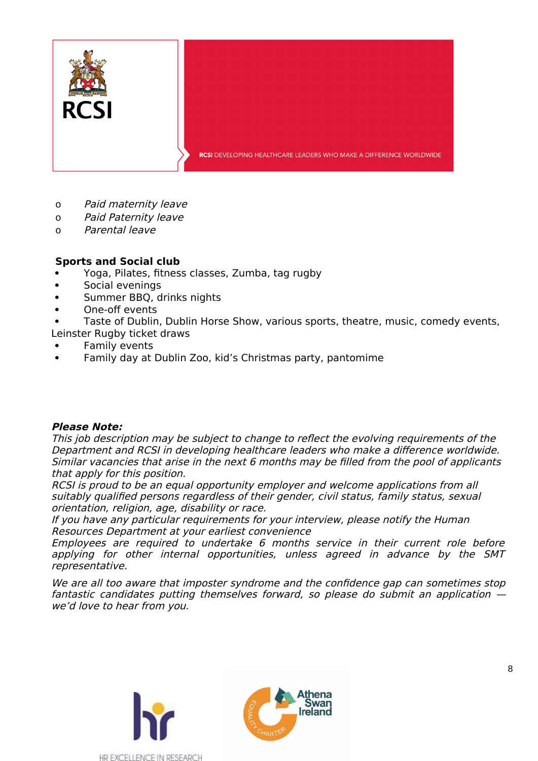- *Paid maternity leave*
- *Paid Paternity leave*
- *Parental leave*

**Sports and Social club**

- Yoga, Pilates, fitness classes, Zumba, tag rugby
- Social evenings
- Summer BBQ, drinks nights
- One-off events
- Taste of Dublin, Dublin Horse Show, various sports, theatre, music, comedy events, Leinster Rugby ticket draws
- Family events
- Family day at Dublin Zoo, kid's Christmas party, pantomime

***Please Note:***

*This job description may be subject to change to reflect the evolving requirements of the Department and RCSI in developing healthcare leaders who make a difference worldwide. Similar vacancies that arise in the next 6 months may be filled from the pool of applicants that apply for this position.*

*RCSI is proud to be an equal opportunity employer and welcome applications from all suitably qualified persons regardless of their gender, civil status, family status, sexual orientation, religion, age, disability or race.*

*If you have any particular requirements for your interview, please notify the Human Resources Department at your earliest convenience*

*Employees are required to undertake 6 months service in their current role before applying for other internal opportunities, unless agreed in advance by the SMT representative.*

*We are all too aware that imposter syndrome and the confidence gap can sometimes stop fantastic candidates putting themselves forward, so please do submit an application — we'd love to hear from you.*